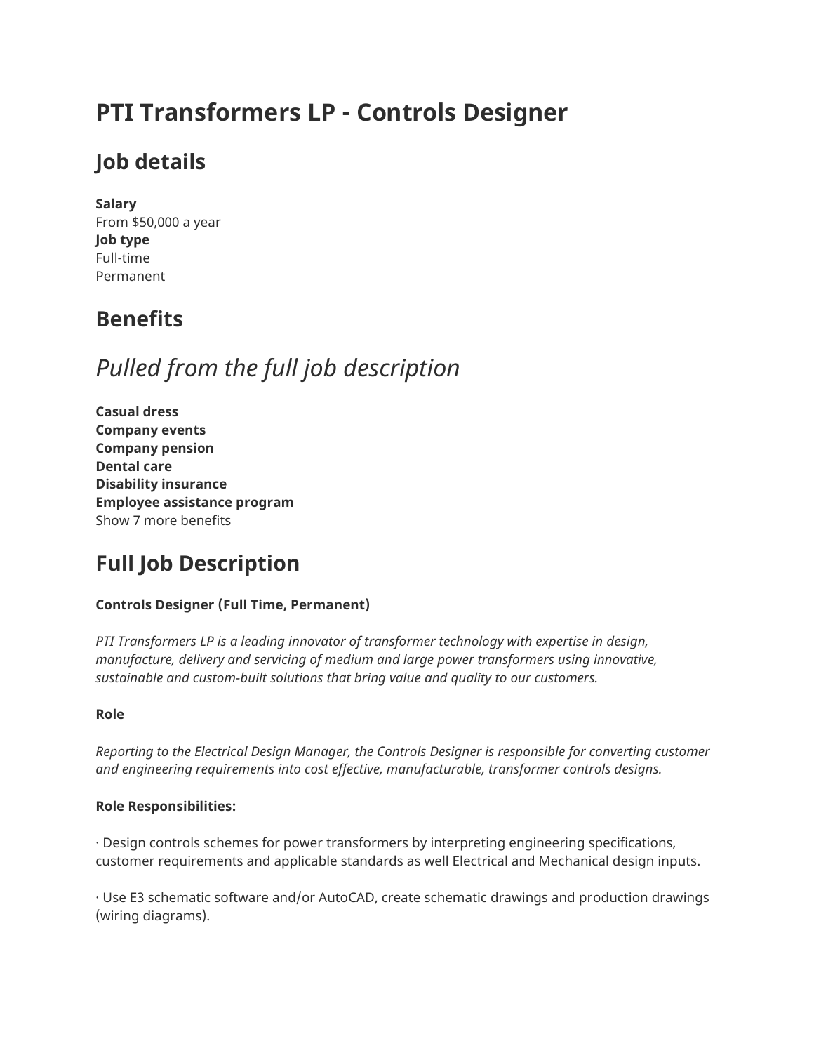# PTI Transformers LP - Controls Designer

## Job details

**Salary**
From $50,000 a year
**Job type**
Full-time
Permanent

## Benefits

## *Pulled from the full job description*

**Casual dress**
**Company events**
**Company pension**
**Dental care**
**Disability insurance**
**Employee assistance program**
Show 7 more benefits

## Full Job Description

**Controls Designer (Full Time, Permanent)**

*PTI Transformers LP is a leading innovator of transformer technology with expertise in design, manufacture, delivery and servicing of medium and large power transformers using innovative, sustainable and custom-built solutions that bring value and quality to our customers.*

**Role**

*Reporting to the Electrical Design Manager, the Controls Designer is responsible for converting customer and engineering requirements into cost effective, manufacturable, transformer controls designs.*

**Role Responsibilities:**

· Design controls schemes for power transformers by interpreting engineering specifications, customer requirements and applicable standards as well Electrical and Mechanical design inputs.

· Use E3 schematic software and/or AutoCAD, create schematic drawings and production drawings (wiring diagrams).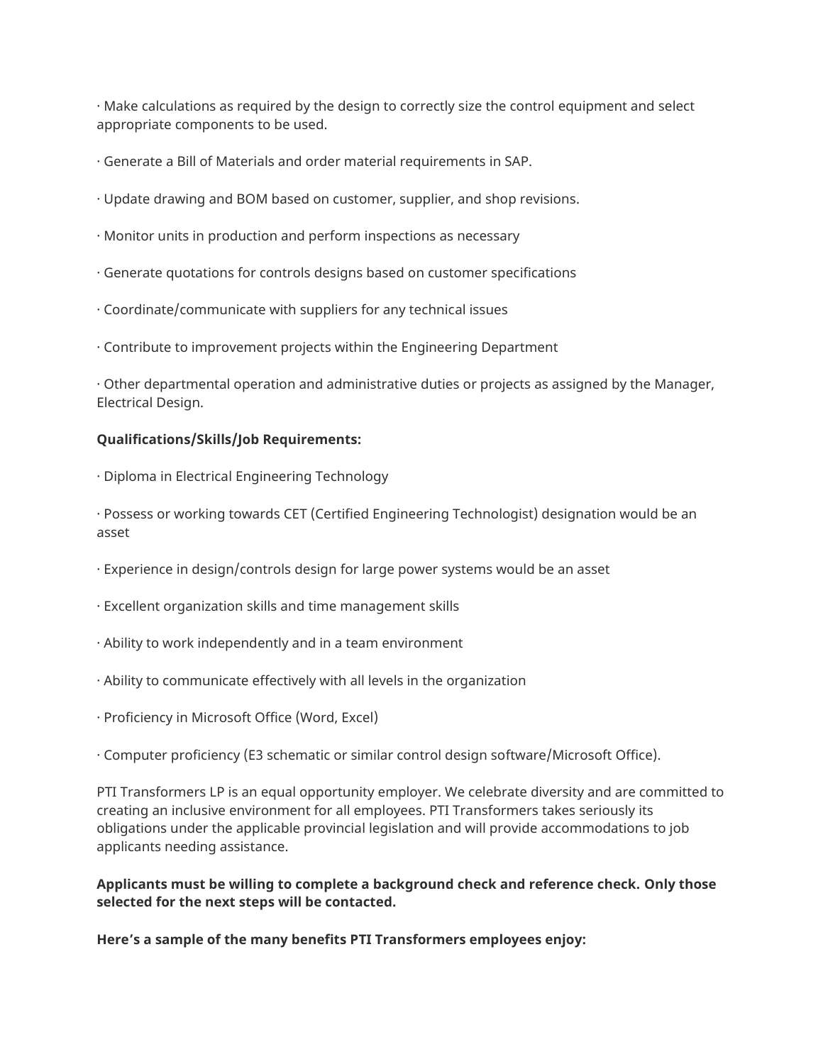· Make calculations as required by the design to correctly size the control equipment and select appropriate components to be used.

· Generate a Bill of Materials and order material requirements in SAP.

· Update drawing and BOM based on customer, supplier, and shop revisions.

· Monitor units in production and perform inspections as necessary

· Generate quotations for controls designs based on customer specifications

· Coordinate/communicate with suppliers for any technical issues

· Contribute to improvement projects within the Engineering Department

· Other departmental operation and administrative duties or projects as assigned by the Manager, Electrical Design.

**Qualifications/Skills/Job Requirements:**

· Diploma in Electrical Engineering Technology

· Possess or working towards CET (Certified Engineering Technologist) designation would be an asset

· Experience in design/controls design for large power systems would be an asset

· Excellent organization skills and time management skills

· Ability to work independently and in a team environment

· Ability to communicate effectively with all levels in the organization

· Proficiency in Microsoft Office (Word, Excel)

· Computer proficiency (E3 schematic or similar control design software/Microsoft Office).

PTI Transformers LP is an equal opportunity employer. We celebrate diversity and are committed to creating an inclusive environment for all employees. PTI Transformers takes seriously its obligations under the applicable provincial legislation and will provide accommodations to job applicants needing assistance.

**Applicants must be willing to complete a background check and reference check. Only those selected for the next steps will be contacted.**

**Here's a sample of the many benefits PTI Transformers employees enjoy:**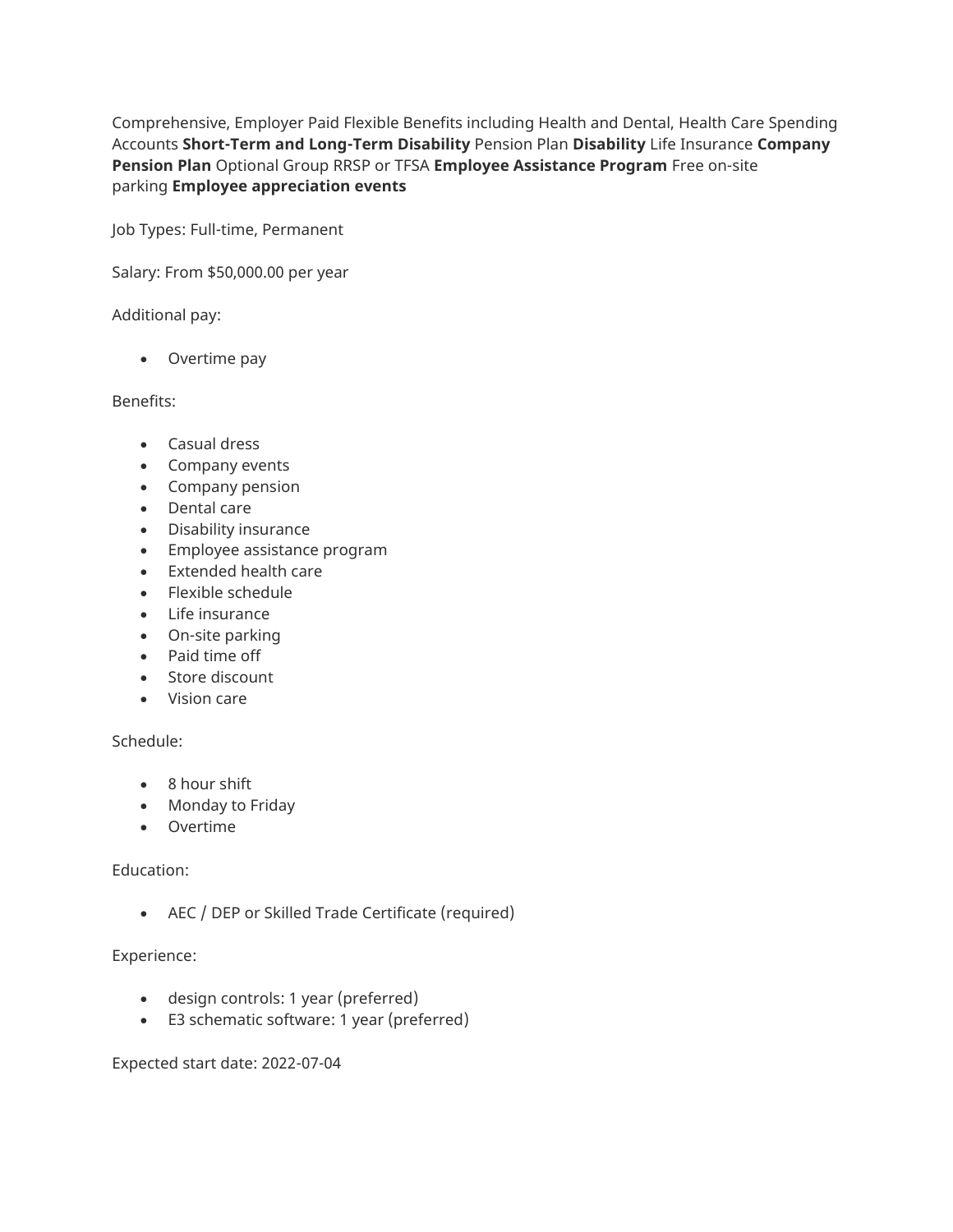Comprehensive, Employer Paid Flexible Benefits including Health and Dental, Health Care Spending Accounts **Short-Term and Long-Term Disability** Pension Plan **Disability** Life Insurance **Company Pension Plan** Optional Group RRSP or TFSA **Employee Assistance Program** Free on-site parking **Employee appreciation events**

Job Types: Full-time, Permanent

Salary: From $50,000.00 per year

Additional pay:

- Overtime pay

Benefits:

- Casual dress
- Company events
- Company pension
- Dental care
- Disability insurance
- Employee assistance program
- Extended health care
- Flexible schedule
- Life insurance
- On-site parking
- Paid time off
- Store discount
- Vision care

Schedule:

- 8 hour shift
- Monday to Friday
- Overtime

Education:

- AEC / DEP or Skilled Trade Certificate (required)

Experience:

- design controls: 1 year (preferred)
- E3 schematic software: 1 year (preferred)

Expected start date: 2022-07-04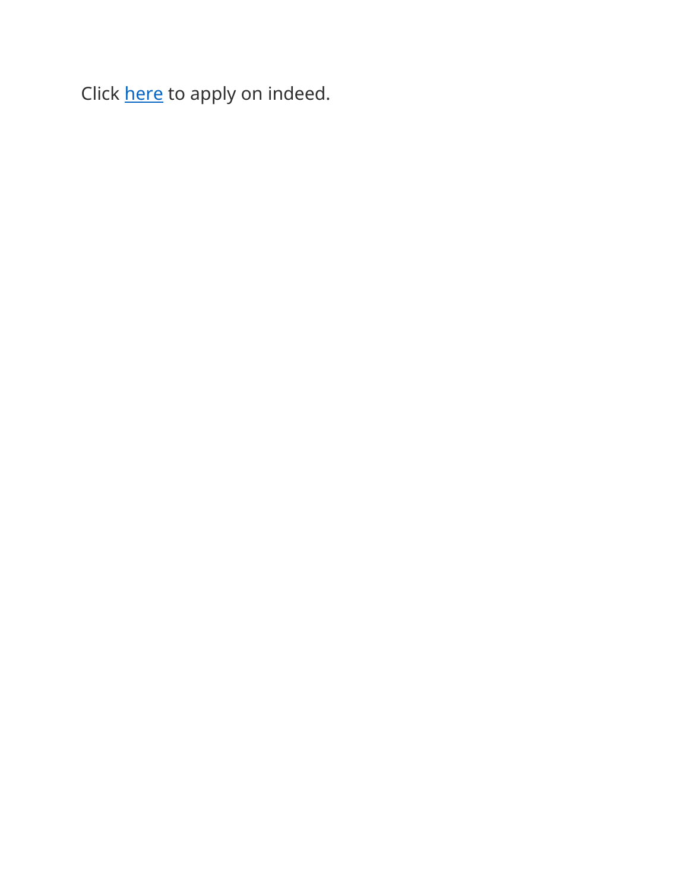Click here to apply on indeed.